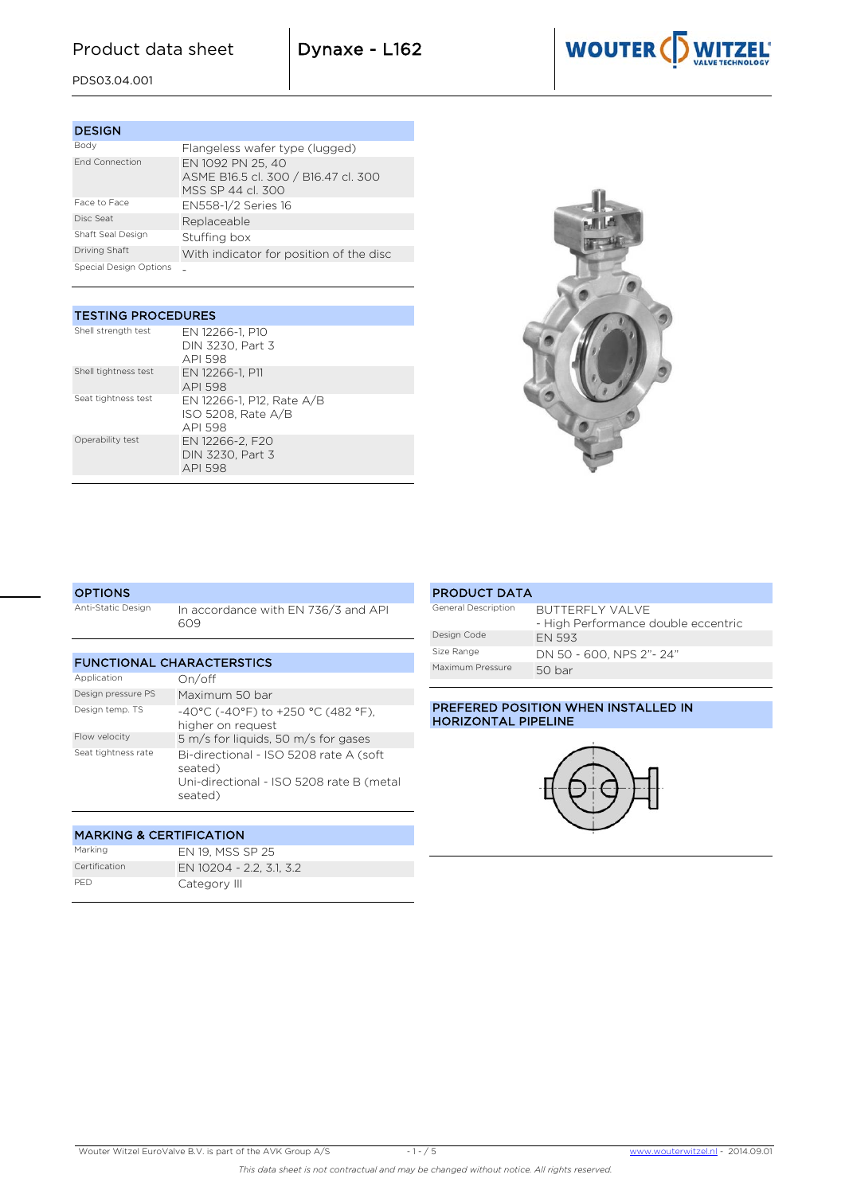# Product data sheet

PDS03.04.001

## Dynaxe - L162

### DESIGN

| | |
|---|---|
| Body | Flangeless wafer type (lugged) |
| End Connection | EN 1092 PN 25, 40<br>ASME B16.5 cl. 300 / B16.47 cl. 300<br>MSS SP 44 cl. 300 |
| Face to Face | EN558-1/2 Series 16 |
| Disc Seat | Replaceable |
| Shaft Seal Design | Stuffing box |
| Driving Shaft | With indicator for position of the disc |
| Special Design Options | - |

### TESTING PROCEDURES

| | |
|---|---|
| Shell strength test | EN 12266-1, P10<br>DIN 3230, Part 3<br>API 598 |
| Shell tightness test | EN 12266-1, P11<br>API 598 |
| Seat tightness test | EN 12266-1, P12, Rate A/B<br>ISO 5208, Rate A/B<br>API 598 |
| Operability test | EN 12266-2, F20<br>DIN 3230, Part 3<br>API 598 |

### OPTIONS

| | |
|---|---|
| Anti-Static Design | In accordance with EN 736/3 and API 609 |

### FUNCTIONAL CHARACTERSTICS

| | |
|---|---|
| Application | On/off |
| Design pressure PS | Maximum 50 bar |
| Design temp. TS | -40°C (-40°F) to +250 °C (482 °F), higher on request |
| Flow velocity | 5 m/s for liquids, 50 m/s for gases |
| Seat tightness rate | Bi-directional - ISO 5208 rate A (soft seated)<br>Uni-directional - ISO 5208 rate B (metal seated) |

### MARKING & CERTIFICATION

| | |
|---|---|
| Marking | EN 19, MSS SP 25 |
| Certification | EN 10204 - 2.2, 3.1, 3.2 |
| PED | Category III |

### PRODUCT DATA

| | |
|---|---|
| General Description | BUTTERFLY VALVE<br>- High Performance double eccentric |
| Design Code | EN 593 |
| Size Range | DN 50 - 600, NPS 2"- 24" |
| Maximum Pressure | 50 bar |

### PREFERED POSITION WHEN INSTALLED IN HORIZONTAL PIPELINE

*This data sheet is not contractual and may be changed without notice. All rights reserved.*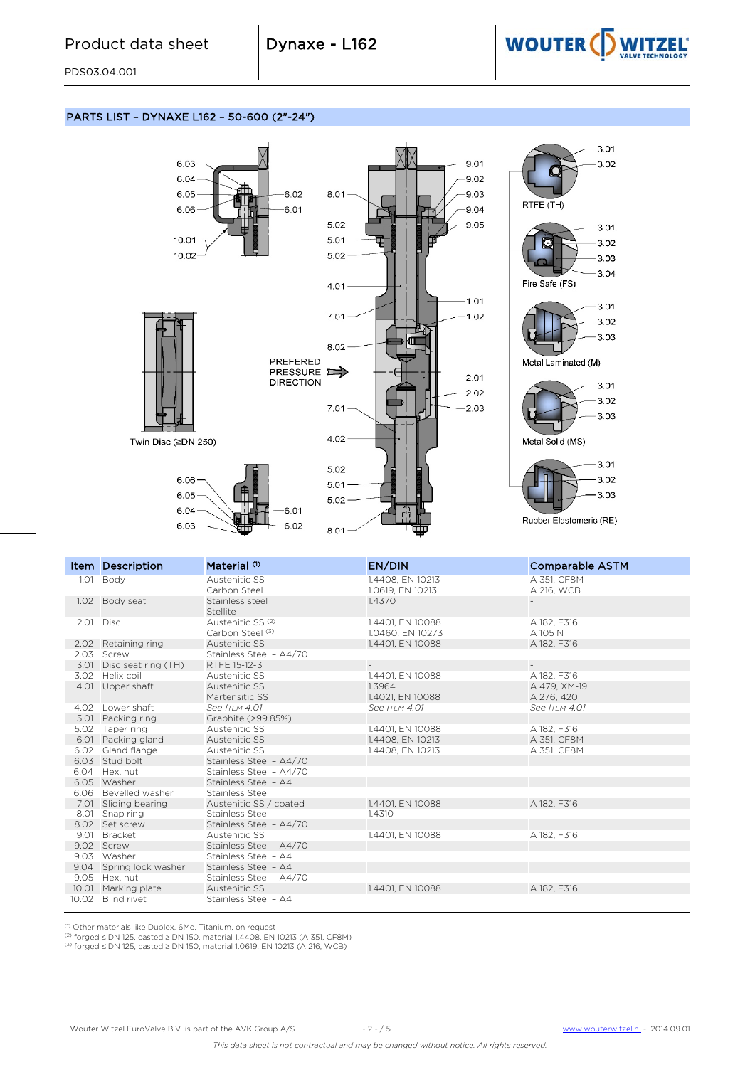## PARTS LIST – DYNAXE L162 – 50-600 (2"-24")

PREFERED PRESSURE DIRECTION

Twin Disc (≥DN 250)

RTFE (TH)

Fire Safe (FS)

Metal Laminated (M)

Metal Solid (MS)

Rubber Elastomeric (RE)

| Item | Description | Material [1] | EN/DIN | Comparable ASTM |
|---|---|---|---|---|
| 1.01 | Body | Austenitic SS<br>Carbon Steel | 1.4408, EN 10213<br>1.0619, EN 10213 | A 351, CF8M<br>A 216, WCB |
| 1.02 | Body seat | Stainless steel<br>Stellite | 1.4370 | - |
| 2.01 | Disc | Austenitic SS [2]<br>Carbon Steel [3] | 1.4401, EN 10088<br>1.0460, EN 10273 | A 182, F316<br>A 105 N |
| 2.02 | Retaining ring | Austenitic SS | 1.4401, EN 10088 | A 182, F316 |
| 2.03 | Screw | Stainless Steel - A4/70 | | |
| 3.01 | Disc seat ring (TH) | RTFE 15-12-3 | - | - |
| 3.02 | Helix coil | Austenitic SS | 1.4401, EN 10088 | A 182, F316 |
| 4.01 | Upper shaft | Austenitic SS<br>Martensitic SS | 1.3964<br>1.4021, EN 10088 | A 479, XM-19<br>A 276, 420 |
| 4.02 | Lower shaft | See *Item 4.01* | See *Item 4.01* | See *Item 4.01* |
| 5.01 | Packing ring | Graphite (>99.85%) | | |
| 5.02 | Taper ring | Austenitic SS | 1.4401, EN 10088 | A 182, F316 |
| 6.01 | Packing gland | Austenitic SS | 1.4408, EN 10213 | A 351, CF8M |
| 6.02 | Gland flange | Austenitic SS | 1.4408, EN 10213 | A 351, CF8M |
| 6.03 | Stud bolt | Stainless Steel - A4/70 | | |
| 6.04 | Hex. nut | Stainless Steel - A4/70 | | |
| 6.05 | Washer | Stainless Steel - A4 | | |
| 6.06 | Bevelled washer | Stainless Steel | | |
| 7.01 | Sliding bearing | Austenitic SS / coated | 1.4401, EN 10088 | A 182, F316 |
| 8.01 | Snap ring | Stainless Steel | 1.4310 | |
| 8.02 | Set screw | Stainless Steel - A4/70 | | |
| 9.01 | Bracket | Austenitic SS | 1.4401, EN 10088 | A 182, F316 |
| 9.02 | Screw | Stainless Steel - A4/70 | | |
| 9.03 | Washer | Stainless Steel - A4 | | |
| 9.04 | Spring lock washer | Stainless Steel - A4 | | |
| 9.05 | Hex. nut | Stainless Steel - A4/70 | | |
| 10.01 | Marking plate | Austenitic SS | 1.4401, EN 10088 | A 182, F316 |
| 10.02 | Blind rivet | Stainless Steel - A4 | | |

[1] Other materials like Duplex, 6Mo, Titanium, on request
[2] forged ≤ DN 125, casted ≥ DN 150, material 1.4408, EN 10213 (A 351, CF8M)
[3] forged ≤ DN 125, casted ≥ DN 150, material 1.0619, EN 10213 (A 216, WCB)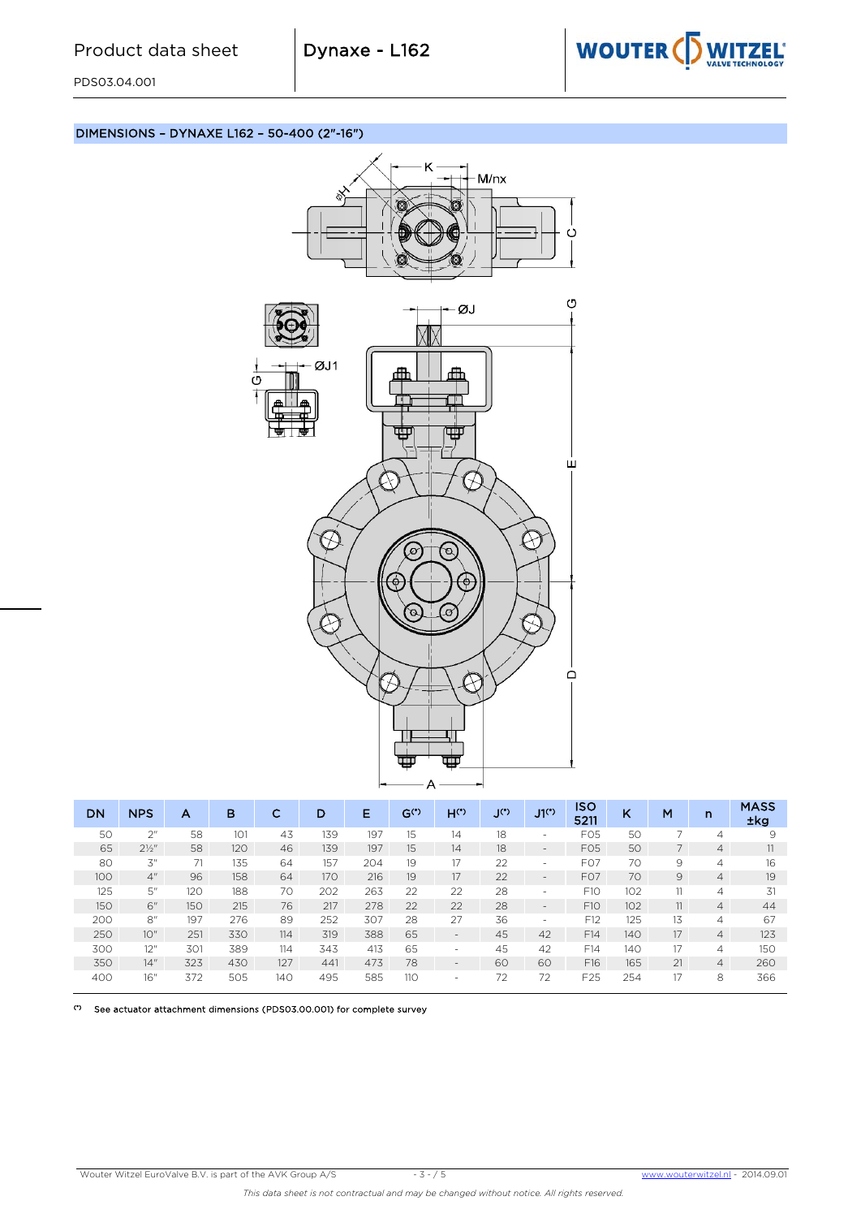## DIMENSIONS – DYNAXE L162 – 50-400 (2"-16")

| DN | NPS | A | B | C | D | E | G(*) | H(*) | J(*) | J1(*) | ISO 5211 | K | M | n | MASS ±kg |
|---|---|---|---|---|---|---|---|---|---|---|---|---|---|---|---|
| 50 | 2" | 58 | 101 | 43 | 139 | 197 | 15 | 14 | 18 | - | F05 | 50 | 7 | 4 | 9 |
| 65 | 2½" | 58 | 120 | 46 | 139 | 197 | 15 | 14 | 18 | - | F05 | 50 | 7 | 4 | 11 |
| 80 | 3" | 71 | 135 | 64 | 157 | 204 | 19 | 17 | 22 | - | F07 | 70 | 9 | 4 | 16 |
| 100 | 4" | 96 | 158 | 64 | 170 | 216 | 19 | 17 | 22 | - | F07 | 70 | 9 | 4 | 19 |
| 125 | 5" | 120 | 188 | 70 | 202 | 263 | 22 | 22 | 28 | - | F10 | 102 | 11 | 4 | 31 |
| 150 | 6" | 150 | 215 | 76 | 217 | 278 | 22 | 22 | 28 | - | F10 | 102 | 11 | 4 | 44 |
| 200 | 8" | 197 | 276 | 89 | 252 | 307 | 28 | 27 | 36 | - | F12 | 125 | 13 | 4 | 67 |
| 250 | 10" | 251 | 330 | 114 | 319 | 388 | 65 | - | 45 | 42 | F14 | 140 | 17 | 4 | 123 |
| 300 | 12" | 301 | 389 | 114 | 343 | 413 | 65 | - | 45 | 42 | F14 | 140 | 17 | 4 | 150 |
| 350 | 14" | 323 | 430 | 127 | 441 | 473 | 78 | - | 60 | 60 | F16 | 165 | 21 | 4 | 260 |
| 400 | 16" | 372 | 505 | 140 | 495 | 585 | 110 | - | 72 | 72 | F25 | 254 | 17 | 8 | 366 |

(*) See actuator attachment dimensions (PDS03.00.001) for complete survey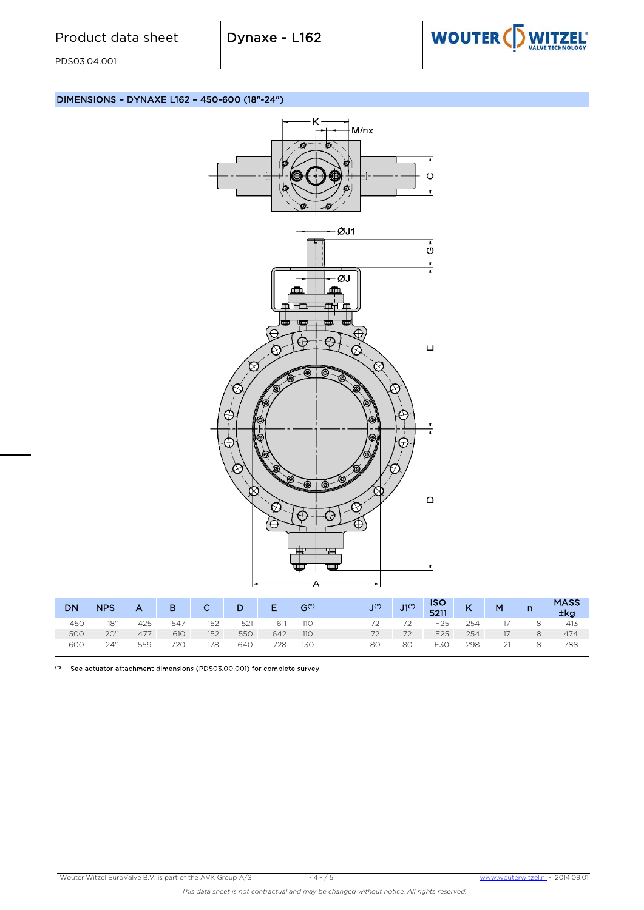## DIMENSIONS – DYNAXE L162 – 450-600 (18"-24")

| DN | NPS | A | B | C | D | E | G(*) | | J(*) | J1(*) | ISO 5211 | K | M | n | MASS ±kg |
|---|---|---|---|---|---|---|---|---|---|---|---|---|---|---|---|
| 450 | 18" | 425 | 547 | 152 | 521 | 611 | 110 | | 72 | 72 | F25 | 254 | 17 | 8 | 413 |
| 500 | 20" | 477 | 610 | 152 | 550 | 642 | 110 | | 72 | 72 | F25 | 254 | 17 | 8 | 474 |
| 600 | 24" | 559 | 720 | 178 | 640 | 728 | 130 | | 80 | 80 | F30 | 298 | 21 | 8 | 788 |

(*) See actuator attachment dimensions (PDS03.00.001) for complete survey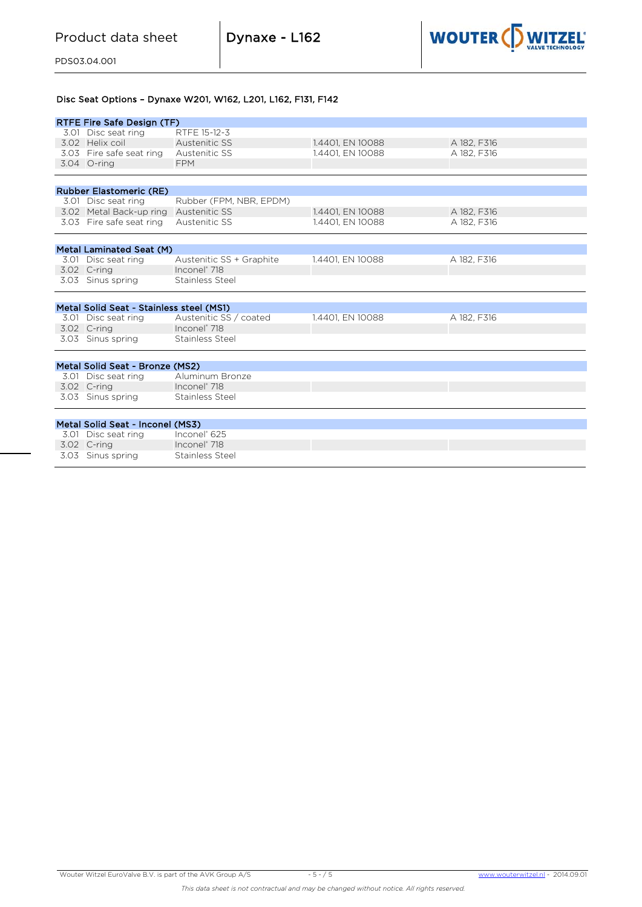### Disc Seat Options – Dynaxe W201, W162, L201, L162, F131, F142

| | | | | |
|---|---|---|---|---|
| **RTFE Fire Safe Design (TF)** | | | | |
| 3.01 | Disc seat ring | RTFE 15-12-3 | | |
| 3.02 | Helix coil | Austenitic SS | 1.4401, EN 10088 | A 182, F316 |
| 3.03 | Fire safe seat ring | Austenitic SS | 1.4401, EN 10088 | A 182, F316 |
| 3.04 | O-ring | FPM | | |
| **Rubber Elastomeric (RE)** | | | | |
| 3.01 | Disc seat ring | Rubber (FPM, NBR, EPDM) | | |
| 3.02 | Metal Back-up ring | Austenitic SS | 1.4401, EN 10088 | A 182, F316 |
| 3.03 | Fire safe seat ring | Austenitic SS | 1.4401, EN 10088 | A 182, F316 |
| **Metal Laminated Seat (M)** | | | | |
| 3.01 | Disc seat ring | Austenitic SS + Graphite | 1.4401, EN 10088 | A 182, F316 |
| 3.02 | C-ring | Inconel® 718 | | |
| 3.03 | Sinus spring | Stainless Steel | | |
| **Metal Solid Seat - Stainless steel (MS1)** | | | | |
| 3.01 | Disc seat ring | Austenitic SS / coated | 1.4401, EN 10088 | A 182, F316 |
| 3.02 | C-ring | Inconel® 718 | | |
| 3.03 | Sinus spring | Stainless Steel | | |
| **Metal Solid Seat - Bronze (MS2)** | | | | |
| 3.01 | Disc seat ring | Aluminum Bronze | | |
| 3.02 | C-ring | Inconel® 718 | | |
| 3.03 | Sinus spring | Stainless Steel | | |
| **Metal Solid Seat - Inconel (MS3)** | | | | |
| 3.01 | Disc seat ring | Inconel® 625 | | |
| 3.02 | C-ring | Inconel® 718 | | |
| 3.03 | Sinus spring | Stainless Steel | | |

Wouter Witzel EuroValve B.V. is part of the AVK Group A/S — www.wouterwitzel.nl - 2014.09.01

*This data sheet is not contractual and may be changed without notice. All rights reserved.*